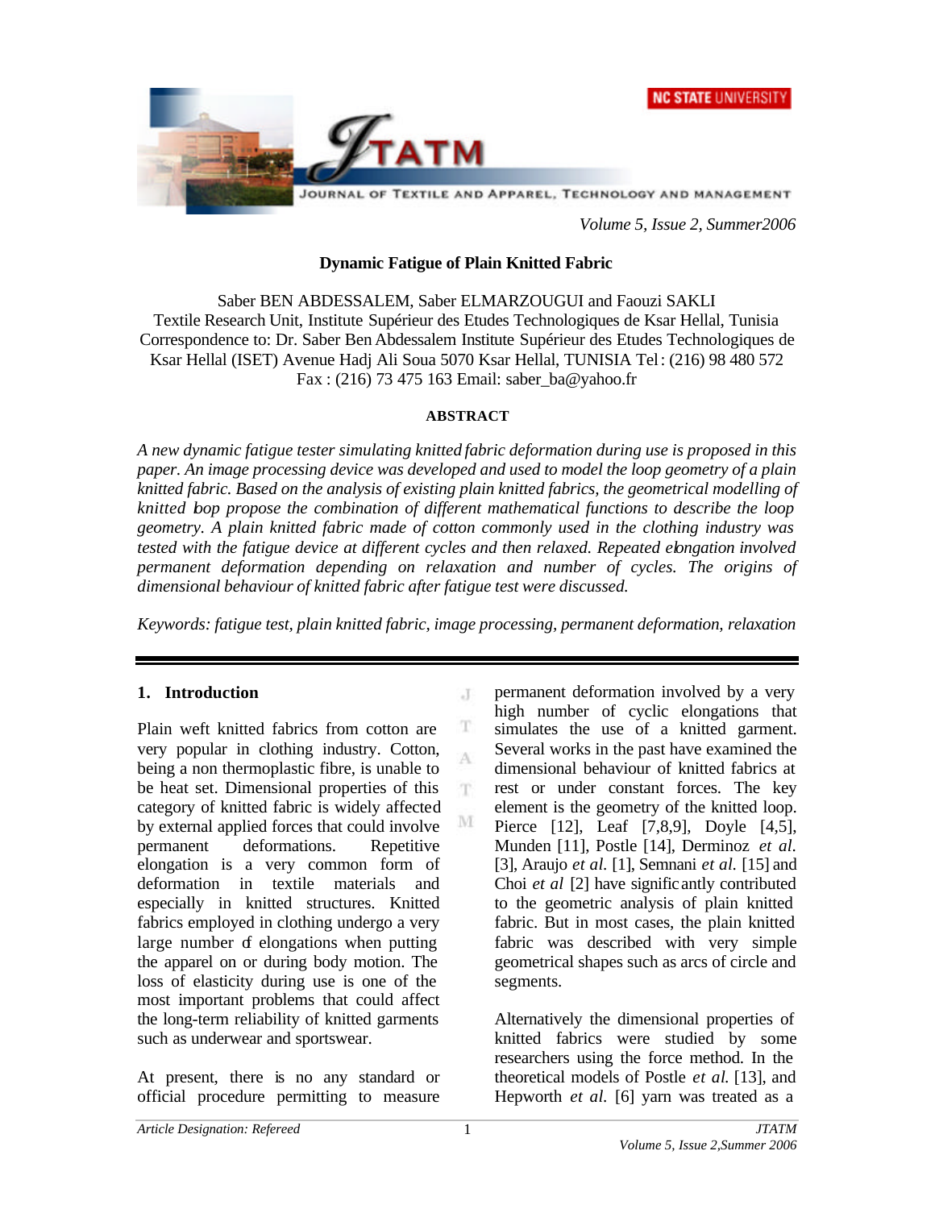# Dynamic Fatigue of Plain Knitted Fabric

Saber BEN ABDESSALEM, Saber ELMARZOUGUI and Faouzi SAKLI
Textile Research Unit, Institute Supérieur des Etudes Technologiques de Ksar Hellal, Tunisia
Correspondence to: Dr. Saber Ben Abdessalem Institute Supérieur des Etudes Technologiques de Ksar Hellal (ISET) Avenue Hadj Ali Soua 5070 Ksar Hellal, TUNISIA Tel : (216) 98 480 572
Fax : (216) 73 475 163 Email: saber_ba@yahoo.fr

## ABSTRACT

*A new dynamic fatigue tester simulating knitted fabric deformation during use is proposed in this paper. An image processing device was developed and used to model the loop geometry of a plain knitted fabric. Based on the analysis of existing plain knitted fabrics, the geometrical modelling of knitted loop propose the combination of different mathematical functions to describe the loop geometry. A plain knitted fabric made of cotton commonly used in the clothing industry was tested with the fatigue device at different cycles and then relaxed. Repeated elongation involved permanent deformation depending on relaxation and number of cycles. The origins of dimensional behaviour of knitted fabric after fatigue test were discussed.*

*Keywords: fatigue test, plain knitted fabric, image processing, permanent deformation, relaxation*

## 1. Introduction

Plain weft knitted fabrics from cotton are very popular in clothing industry. Cotton, being a non thermoplastic fibre, is unable to be heat set. Dimensional properties of this category of knitted fabric is widely affected by external applied forces that could involve permanent deformations. Repetitive elongation is a very common form of deformation in textile materials and especially in knitted structures. Knitted fabrics employed in clothing undergo a very large number of elongations when putting the apparel on or during body motion. The loss of elasticity during use is one of the most important problems that could affect the long-term reliability of knitted garments such as underwear and sportswear.

At present, there is no any standard or official procedure permitting to measure permanent deformation involved by a very high number of cyclic elongations that simulates the use of a knitted garment. Several works in the past have examined the dimensional behaviour of knitted fabrics at rest or under constant forces. The key element is the geometry of the knitted loop. Pierce [12], Leaf [7,8,9], Doyle [4,5], Munden [11], Postle [14], Derminoz *et al.* [3], Araujo *et al.* [1], Semnani *et al.* [15] and Choi *et al* [2] have significantly contributed to the geometric analysis of plain knitted fabric. But in most cases, the plain knitted fabric was described with very simple geometrical shapes such as arcs of circle and segments.

Alternatively the dimensional properties of knitted fabrics were studied by some researchers using the force method. In the theoretical models of Postle *et al.* [13], and Hepworth *et al.* [6] yarn was treated as a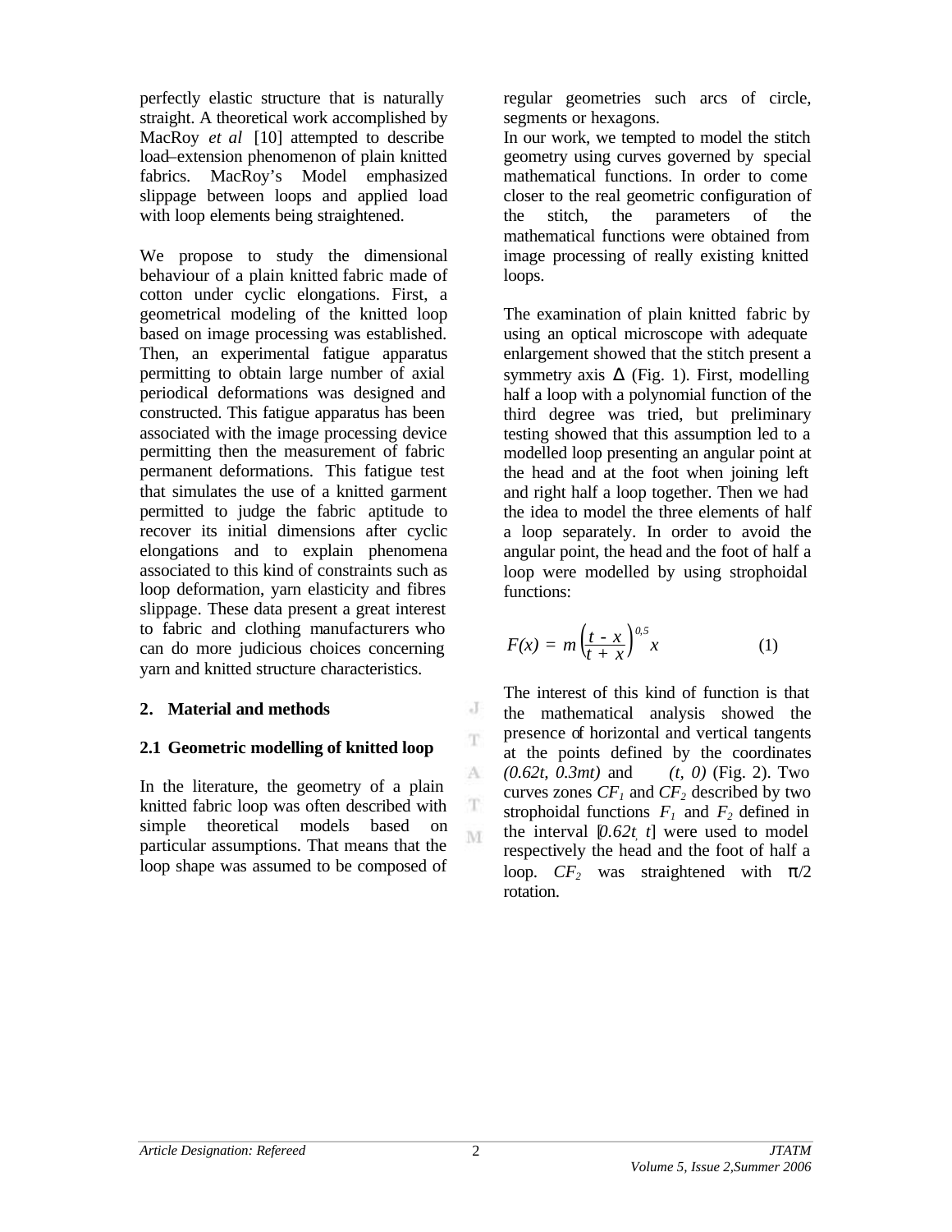perfectly elastic structure that is naturally straight. A theoretical work accomplished by MacRoy *et al* [10] attempted to describe load–extension phenomenon of plain knitted fabrics. MacRoy's Model emphasized slippage between loops and applied load with loop elements being straightened.

We propose to study the dimensional behaviour of a plain knitted fabric made of cotton under cyclic elongations. First, a geometrical modeling of the knitted loop based on image processing was established. Then, an experimental fatigue apparatus permitting to obtain large number of axial periodical deformations was designed and constructed. This fatigue apparatus has been associated with the image processing device permitting then the measurement of fabric permanent deformations. This fatigue test that simulates the use of a knitted garment permitted to judge the fabric aptitude to recover its initial dimensions after cyclic elongations and to explain phenomena associated to this kind of constraints such as loop deformation, yarn elasticity and fibres slippage. These data present a great interest to fabric and clothing manufacturers who can do more judicious choices concerning yarn and knitted structure characteristics.

## 2. Material and methods

### 2.1 Geometric modelling of knitted loop

In the literature, the geometry of a plain knitted fabric loop was often described with simple theoretical models based on particular assumptions. That means that the loop shape was assumed to be composed of regular geometries such arcs of circle, segments or hexagons.

In our work, we tempted to model the stitch geometry using curves governed by special mathematical functions. In order to come closer to the real geometric configuration of the stitch, the parameters of the mathematical functions were obtained from image processing of really existing knitted loops.

The examination of plain knitted fabric by using an optical microscope with adequate enlargement showed that the stitch present a symmetry axis $\Delta$ (Fig. 1). First, modelling half a loop with a polynomial function of the third degree was tried, but preliminary testing showed that this assumption led to a modelled loop presenting an angular point at the head and at the foot when joining left and right half a loop together. Then we had the idea to model the three elements of half a loop separately. In order to avoid the angular point, the head and the foot of half a loop were modelled by using strophoidal functions:

$$F(x) = m\left(\frac{t - x}{t + x}\right)^{0,5} x \qquad (1)$$

The interest of this kind of function is that the mathematical analysis showed the presence of horizontal and vertical tangents at the points defined by the coordinates $(0.62t, 0.3mt)$ and $(t, 0)$ (Fig. 2). Two curves zones $CF_1$ and $CF_2$ described by two strophoidal functions $F_1$ and $F_2$ defined in the interval $[0.62t, t]$ were used to model respectively the head and the foot of half a loop. $CF_2$ was straightened with $\pi/2$ rotation.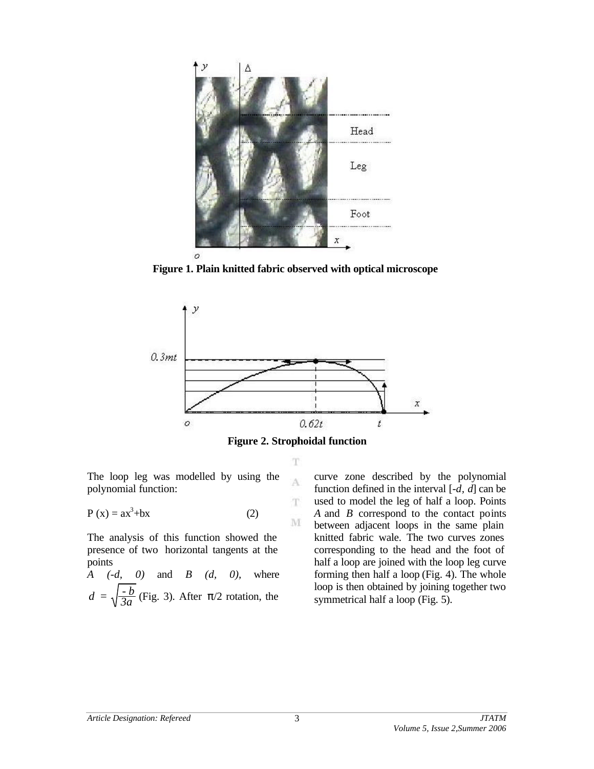Figure 1. Plain knitted fabric observed with optical microscope

Figure 2. Strophoidal function

The loop leg was modelled by using the polynomial function:

$$P(x) = ax^3+bx \qquad (2)$$

The analysis of this function showed the presence of two horizontal tangents at the points *A (-d, 0)* and *B (d, 0),* where $d = \sqrt{\frac{-b}{3a}}$ (Fig. 3). After $\pi/2$ rotation, the curve zone described by the polynomial function defined in the interval [-*d*, *d*] can be used to model the leg of half a loop. Points *A* and *B* correspond to the contact points between adjacent loops in the same plain knitted fabric wale. The two curves zones corresponding to the head and the foot of half a loop are joined with the loop leg curve forming then half a loop (Fig. 4). The whole loop is then obtained by joining together two symmetrical half a loop (Fig. 5).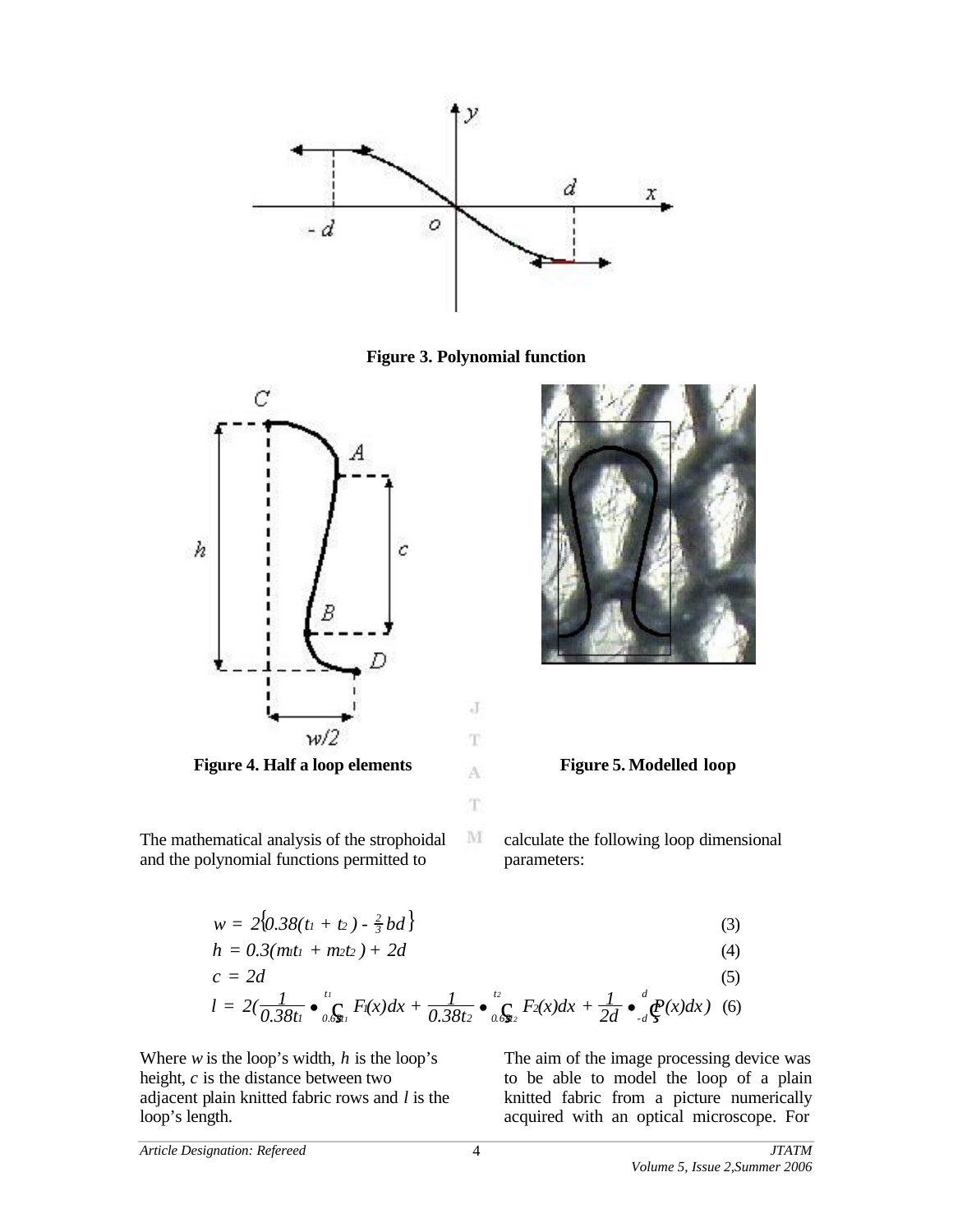Figure 3. Polynomial function

Figure 4. Half a loop elements

Figure 5. Modelled loop

The mathematical analysis of the strophoidal and the polynomial functions permitted to calculate the following loop dimensional parameters:

$$w = 2\{0.38(t_1 + t_2) - \tfrac{2}{3}bd\} \quad (3)$$

$$h = 0.3(m_1t_1 + m_2t_2) + 2d \quad (4)$$

$$c = 2d \quad (5)$$

$$l = 2\left(\frac{1}{0.38t_1} \bullet \int_{0.62t_1}^{t_1} F_1(x)dx + \frac{1}{0.38t_2} \bullet \int_{0.62t_2}^{t_2} F_2(x)dx + \frac{1}{2d} \bullet \int_{-d}^{d} P(x)dx\right) \quad (6)$$

Where $w$ is the loop's width, $h$ is the loop's height, $c$ is the distance between two adjacent plain knitted fabric rows and $l$ is the loop's length.

The aim of the image processing device was to be able to model the loop of a plain knitted fabric from a picture numerically acquired with an optical microscope. For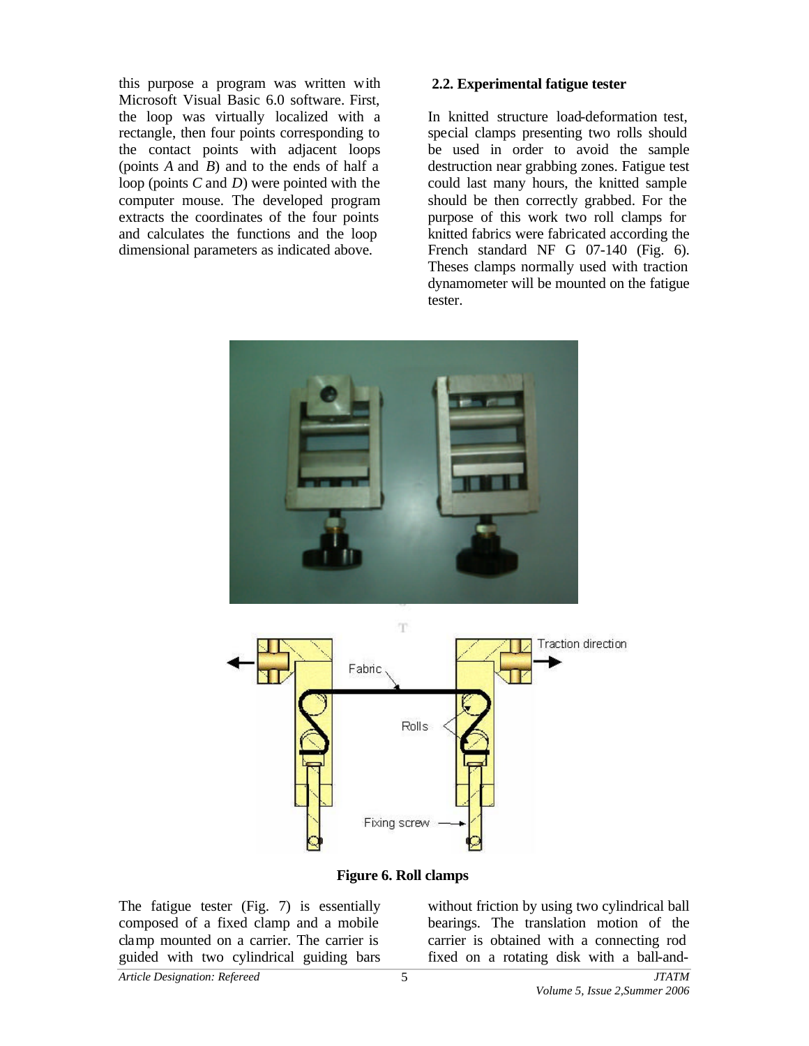this purpose a program was written with Microsoft Visual Basic 6.0 software. First, the loop was virtually localized with a rectangle, then four points corresponding to the contact points with adjacent loops (points *A* and *B*) and to the ends of half a loop (points *C* and *D*) were pointed with the computer mouse. The developed program extracts the coordinates of the four points and calculates the functions and the loop dimensional parameters as indicated above.

## 2.2. Experimental fatigue tester

In knitted structure load-deformation test, special clamps presenting two rolls should be used in order to avoid the sample destruction near grabbing zones. Fatigue test could last many hours, the knitted sample should be then correctly grabbed. For the purpose of this work two roll clamps for knitted fabrics were fabricated according the French standard NF G 07-140 (Fig. 6). Theses clamps normally used with traction dynamometer will be mounted on the fatigue tester.

**Figure 6. Roll clamps**

The fatigue tester (Fig. 7) is essentially composed of a fixed clamp and a mobile clamp mounted on a carrier. The carrier is guided with two cylindrical guiding bars without friction by using two cylindrical ball bearings. The translation motion of the carrier is obtained with a connecting rod fixed on a rotating disk with a ball-and-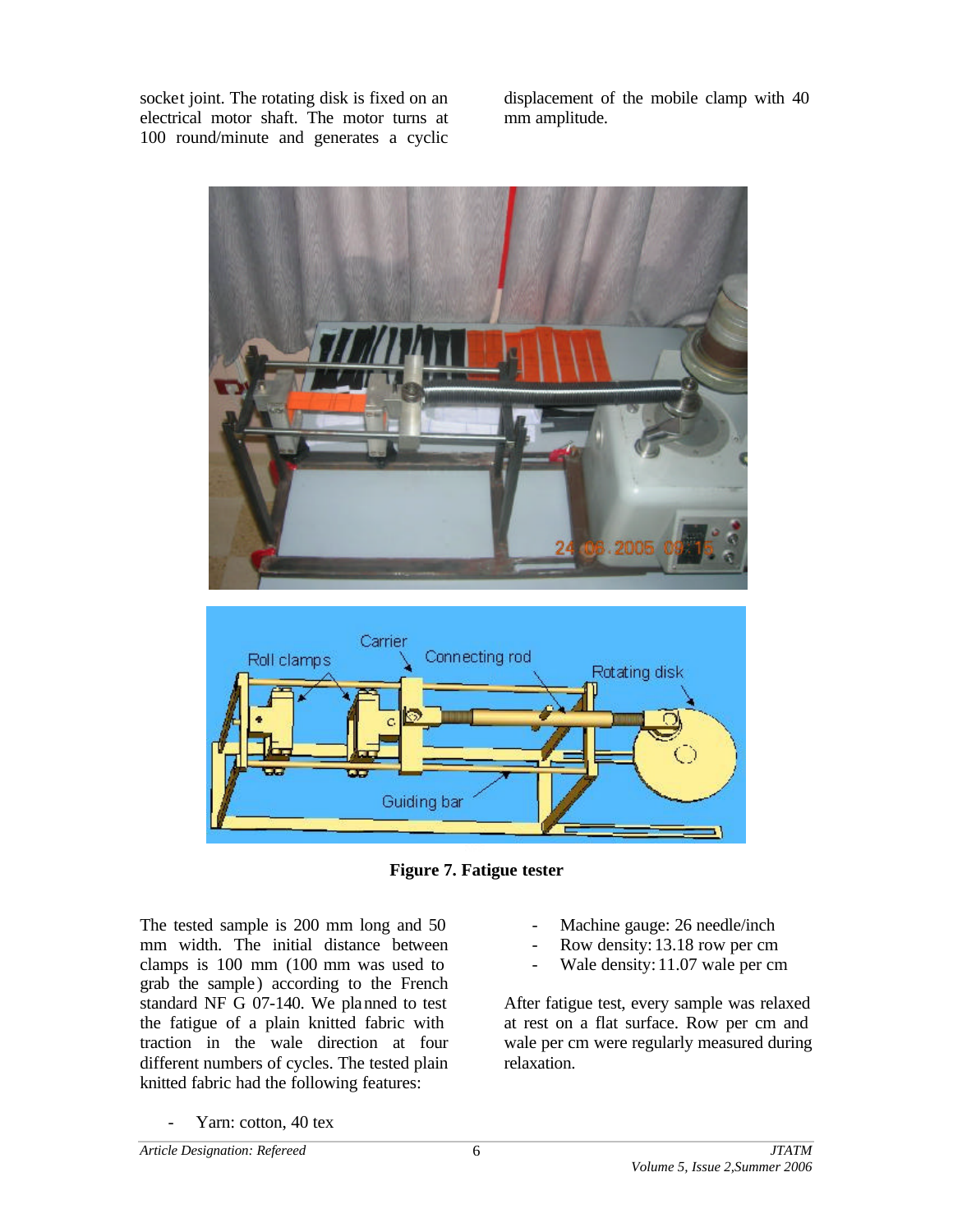socket joint. The rotating disk is fixed on an electrical motor shaft. The motor turns at 100 round/minute and generates a cyclic displacement of the mobile clamp with 40 mm amplitude.

**Figure 7. Fatigue tester**

The tested sample is 200 mm long and 50 mm width. The initial distance between clamps is 100 mm (100 mm was used to grab the sample) according to the French standard NF G 07-140. We planned to test the fatigue of a plain knitted fabric with traction in the wale direction at four different numbers of cycles. The tested plain knitted fabric had the following features:

- Yarn: cotton, 40 tex
- Machine gauge: 26 needle/inch
- Row density: 13.18 row per cm
- Wale density: 11.07 wale per cm

After fatigue test, every sample was relaxed at rest on a flat surface. Row per cm and wale per cm were regularly measured during relaxation.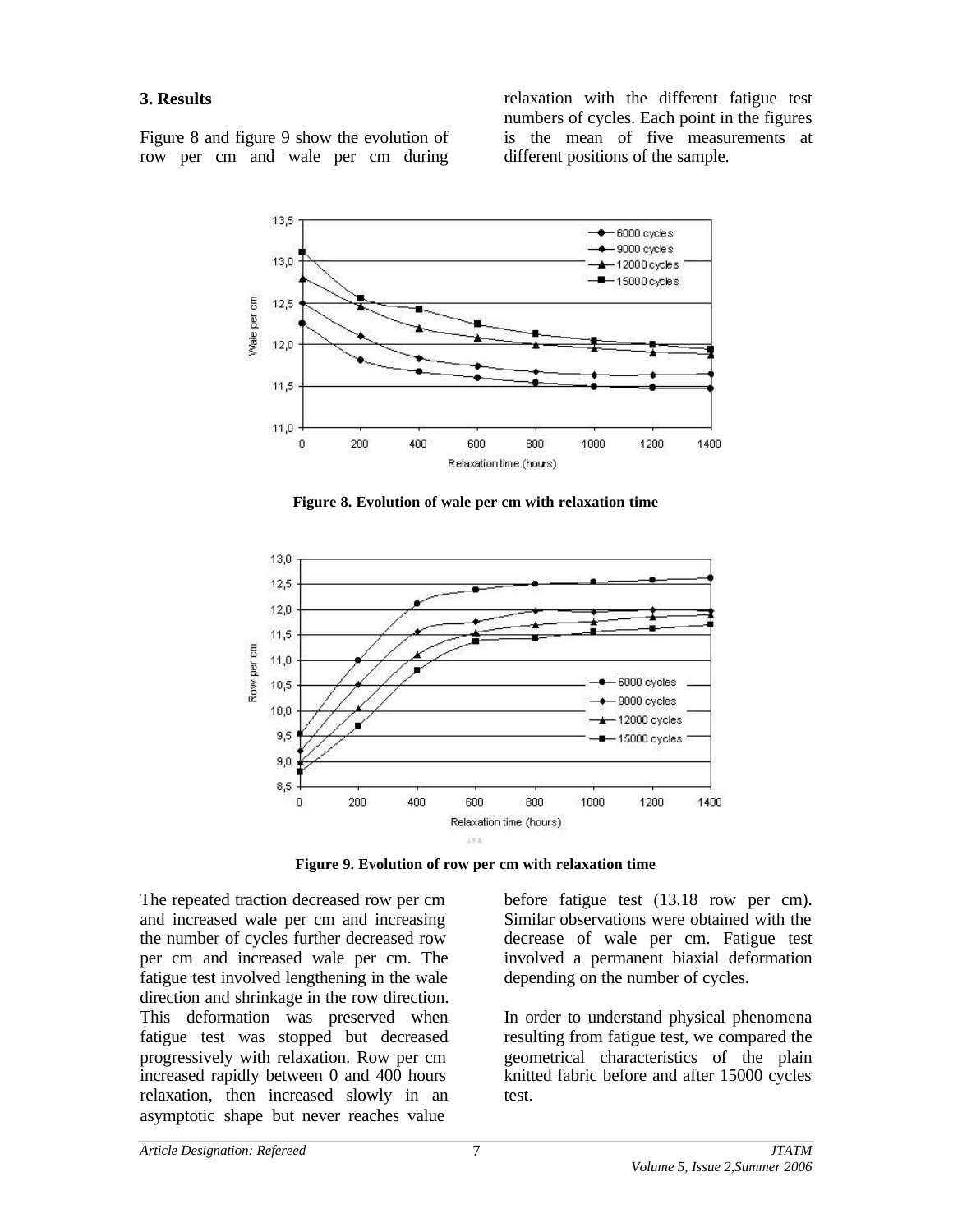### 3. Results

Figure 8 and figure 9 show the evolution of row per cm and wale per cm during relaxation with the different fatigue test numbers of cycles. Each point in the figures is the mean of five measurements at different positions of the sample.

**Figure 8. Evolution of wale per cm with relaxation time**

**Figure 9. Evolution of row per cm with relaxation time**

The repeated traction decreased row per cm and increased wale per cm and increasing the number of cycles further decreased row per cm and increased wale per cm. The fatigue test involved lengthening in the wale direction and shrinkage in the row direction. This deformation was preserved when fatigue test was stopped but decreased progressively with relaxation. Row per cm increased rapidly between 0 and 400 hours relaxation, then increased slowly in an asymptotic shape but never reaches value before fatigue test (13.18 row per cm). Similar observations were obtained with the decrease of wale per cm. Fatigue test involved a permanent biaxial deformation depending on the number of cycles.

In order to understand physical phenomena resulting from fatigue test, we compared the geometrical characteristics of the plain knitted fabric before and after 15000 cycles test.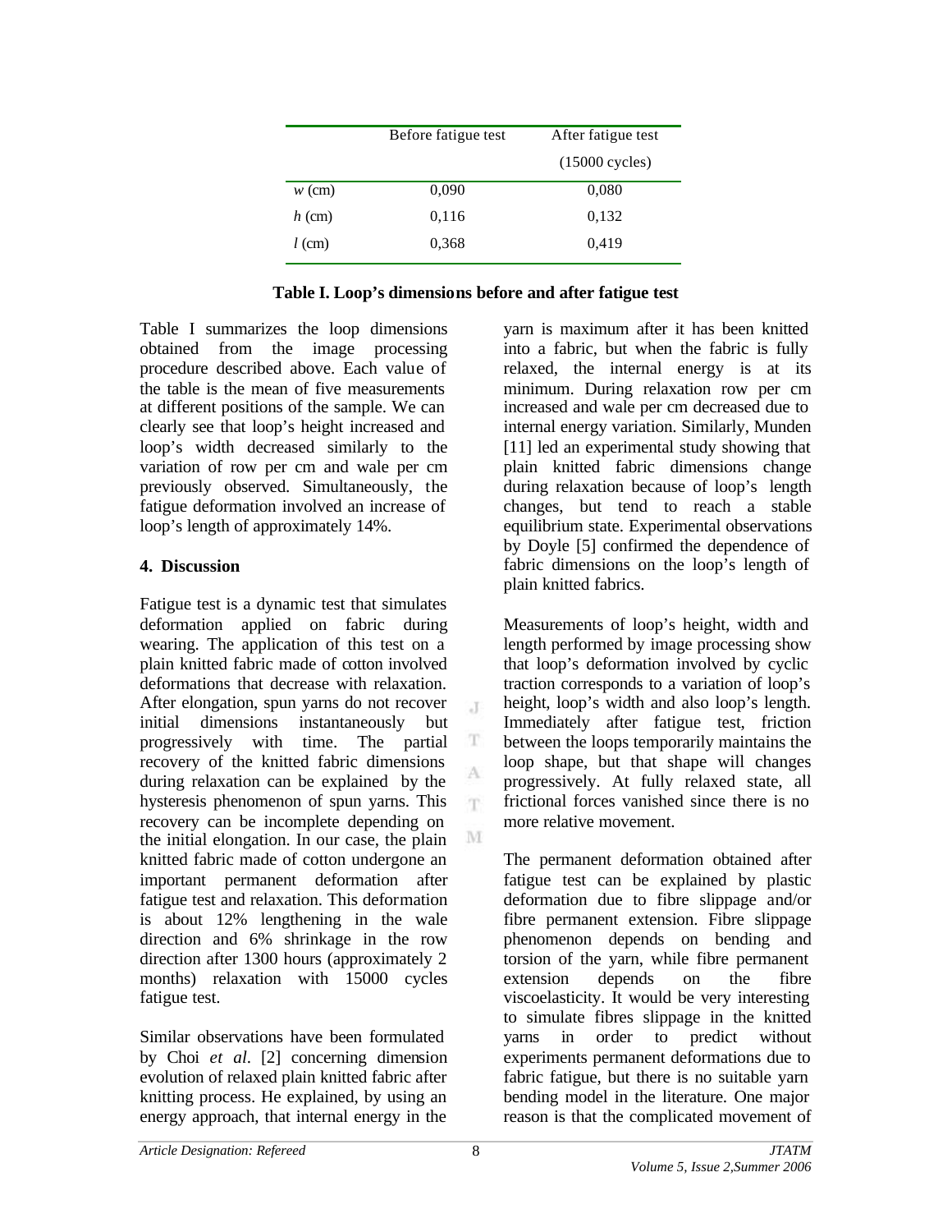| | Before fatigue test | After fatigue test (15000 cycles) |
|---|---|---|
| $w$ (cm) | 0,090 | 0,080 |
| $h$ (cm) | 0,116 | 0,132 |
| $l$ (cm) | 0,368 | 0,419 |

**Table I. Loop's dimensions before and after fatigue test**

Table I summarizes the loop dimensions obtained from the image processing procedure described above. Each value of the table is the mean of five measurements at different positions of the sample. We can clearly see that loop's height increased and loop's width decreased similarly to the variation of row per cm and wale per cm previously observed. Simultaneously, the fatigue deformation involved an increase of loop's length of approximately 14%.

## 4. Discussion

Fatigue test is a dynamic test that simulates deformation applied on fabric during wearing. The application of this test on a plain knitted fabric made of cotton involved deformations that decrease with relaxation. After elongation, spun yarns do not recover initial dimensions instantaneously but progressively with time. The partial recovery of the knitted fabric dimensions during relaxation can be explained by the hysteresis phenomenon of spun yarns. This recovery can be incomplete depending on the initial elongation. In our case, the plain knitted fabric made of cotton undergone an important permanent deformation after fatigue test and relaxation. This deformation is about 12% lengthening in the wale direction and 6% shrinkage in the row direction after 1300 hours (approximately 2 months) relaxation with 15000 cycles fatigue test.

Similar observations have been formulated by Choi *et al*. [2] concerning dimension evolution of relaxed plain knitted fabric after knitting process. He explained, by using an energy approach, that internal energy in the yarn is maximum after it has been knitted into a fabric, but when the fabric is fully relaxed, the internal energy is at its minimum. During relaxation row per cm increased and wale per cm decreased due to internal energy variation. Similarly, Munden [11] led an experimental study showing that plain knitted fabric dimensions change during relaxation because of loop's length changes, but tend to reach a stable equilibrium state. Experimental observations by Doyle [5] confirmed the dependence of fabric dimensions on the loop's length of plain knitted fabrics.

Measurements of loop's height, width and length performed by image processing show that loop's deformation involved by cyclic traction corresponds to a variation of loop's height, loop's width and also loop's length. Immediately after fatigue test, friction between the loops temporarily maintains the loop shape, but that shape will changes progressively. At fully relaxed state, all frictional forces vanished since there is no more relative movement.

The permanent deformation obtained after fatigue test can be explained by plastic deformation due to fibre slippage and/or fibre permanent extension. Fibre slippage phenomenon depends on bending and torsion of the yarn, while fibre permanent extension depends on the fibre viscoelasticity. It would be very interesting to simulate fibres slippage in the knitted yarns in order to predict without experiments permanent deformations due to fabric fatigue, but there is no suitable yarn bending model in the literature. One major reason is that the complicated movement of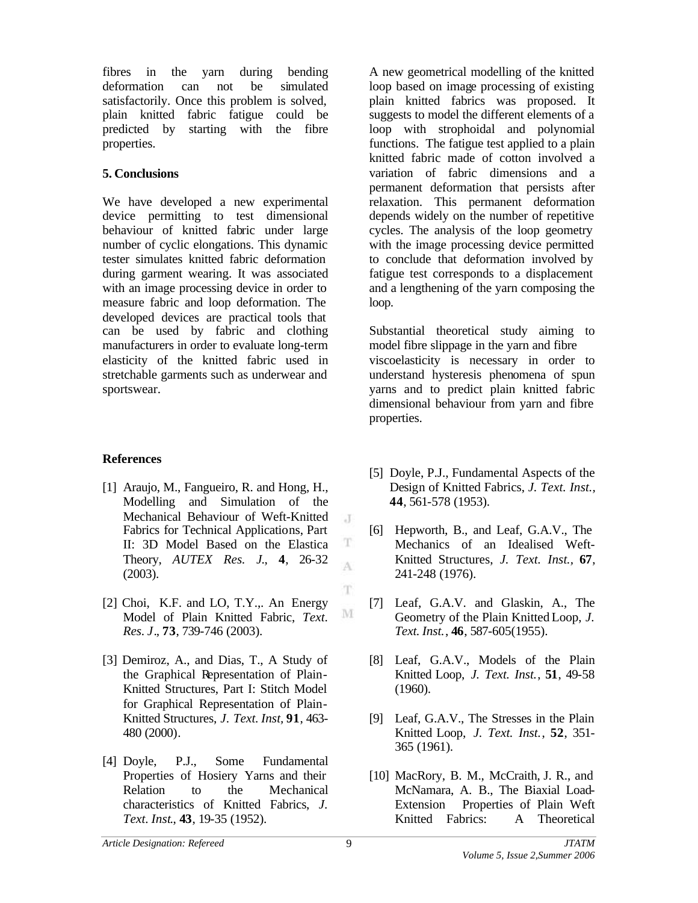fibres in the yarn during bending deformation can not be simulated satisfactorily. Once this problem is solved, plain knitted fabric fatigue could be predicted by starting with the fibre properties.

## 5. Conclusions

We have developed a new experimental device permitting to test dimensional behaviour of knitted fabric under large number of cyclic elongations. This dynamic tester simulates knitted fabric deformation during garment wearing. It was associated with an image processing device in order to measure fabric and loop deformation. The developed devices are practical tools that can be used by fabric and clothing manufacturers in order to evaluate long-term elasticity of the knitted fabric used in stretchable garments such as underwear and sportswear.

A new geometrical modelling of the knitted loop based on image processing of existing plain knitted fabrics was proposed. It suggests to model the different elements of a loop with strophoidal and polynomial functions. The fatigue test applied to a plain knitted fabric made of cotton involved a variation of fabric dimensions and a permanent deformation that persists after relaxation. This permanent deformation depends widely on the number of repetitive cycles. The analysis of the loop geometry with the image processing device permitted to conclude that deformation involved by fatigue test corresponds to a displacement and a lengthening of the yarn composing the loop.

Substantial theoretical study aiming to model fibre slippage in the yarn and fibre viscoelasticity is necessary in order to understand hysteresis phenomena of spun yarns and to predict plain knitted fabric dimensional behaviour from yarn and fibre properties.

## References

[1] Araujo, M., Fangueiro, R. and Hong, H., Modelling and Simulation of the Mechanical Behaviour of Weft-Knitted Fabrics for Technical Applications, Part II: 3D Model Based on the Elastica Theory, *AUTEX Res. J.*, **4**, 26-32 (2003).

[2] Choi, K.F. and LO, T.Y.,. An Energy Model of Plain Knitted Fabric, *Text. Res. J*., **73**, 739-746 (2003).

[3] Demiroz, A., and Dias, T., A Study of the Graphical Representation of Plain-Knitted Structures, Part I: Stitch Model for Graphical Representation of Plain-Knitted Structures, *J. Text. Inst*, **91**, 463-480 (2000).

[4] Doyle, P.J., Some Fundamental Properties of Hosiery Yarns and their Relation to the Mechanical characteristics of Knitted Fabrics, *J. Text. Inst.*, **43**, 19-35 (1952).

[5] Doyle, P.J., Fundamental Aspects of the Design of Knitted Fabrics, *J. Text. Inst.*, **44**, 561-578 (1953).

[6] Hepworth, B., and Leaf, G.A.V., The Mechanics of an Idealised Weft-Knitted Structures, *J. Text. Inst.*, **67**, 241-248 (1976).

[7] Leaf, G.A.V. and Glaskin, A., The Geometry of the Plain Knitted Loop, *J. Text. Inst.*, **46**, 587-605(1955).

[8] Leaf, G.A.V., Models of the Plain Knitted Loop, *J. Text. Inst.*, **51**, 49-58 (1960).

[9] Leaf, G.A.V., The Stresses in the Plain Knitted Loop, *J. Text. Inst.*, **52**, 351-365 (1961).

[10] MacRory, B. M., McCraith, J. R., and McNamara, A. B., The Biaxial Load-Extension Properties of Plain Weft Knitted Fabrics: A Theoretical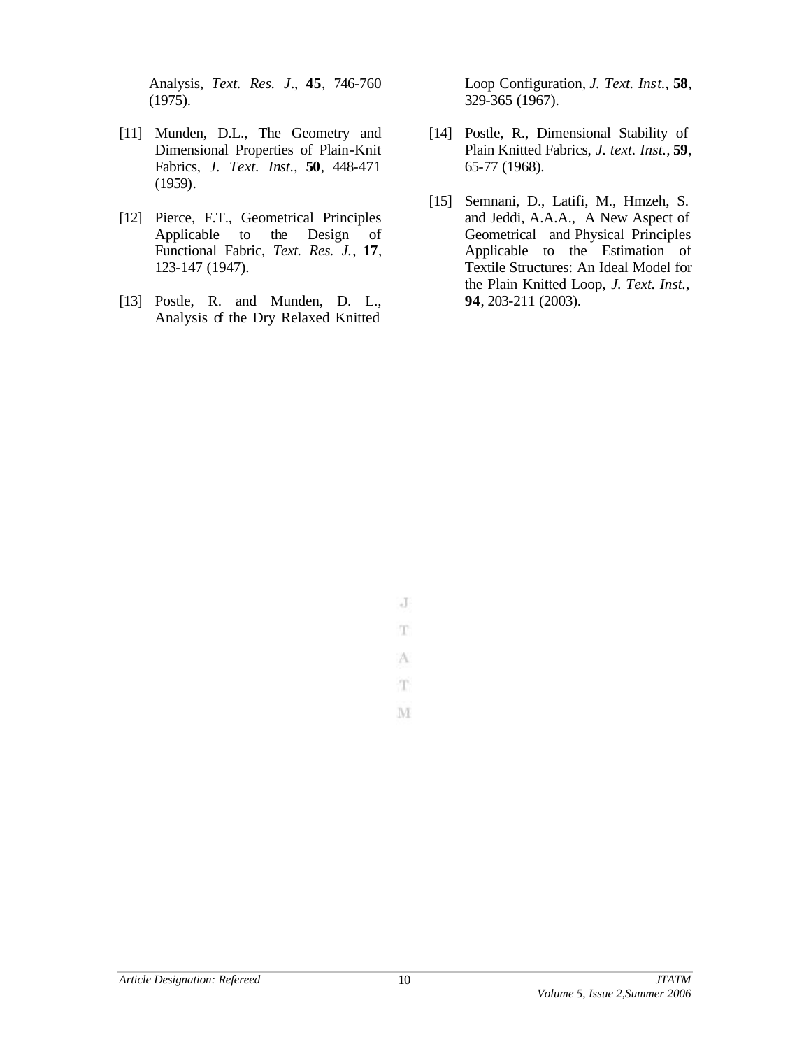Analysis, *Text. Res. J*., **45**, 746-760 (1975).

[11] Munden, D.L., The Geometry and Dimensional Properties of Plain-Knit Fabrics, *J. Text. Inst.*, **50**, 448-471 (1959).

[12] Pierce, F.T., Geometrical Principles Applicable to the Design of Functional Fabric, *Text. Res. J.*, **17**, 123-147 (1947).

[13] Postle, R. and Munden, D. L., Analysis of the Dry Relaxed Knitted Loop Configuration, *J. Text. Inst.*, **58**, 329-365 (1967).

[14] Postle, R., Dimensional Stability of Plain Knitted Fabrics, *J. text. Inst.*, **59**, 65-77 (1968).

[15] Semnani, D., Latifi, M., Hmzeh, S. and Jeddi, A.A.A., A New Aspect of Geometrical and Physical Principles Applicable to the Estimation of Textile Structures: An Ideal Model for the Plain Knitted Loop, *J. Text. Inst.*, **94**, 203-211 (2003).